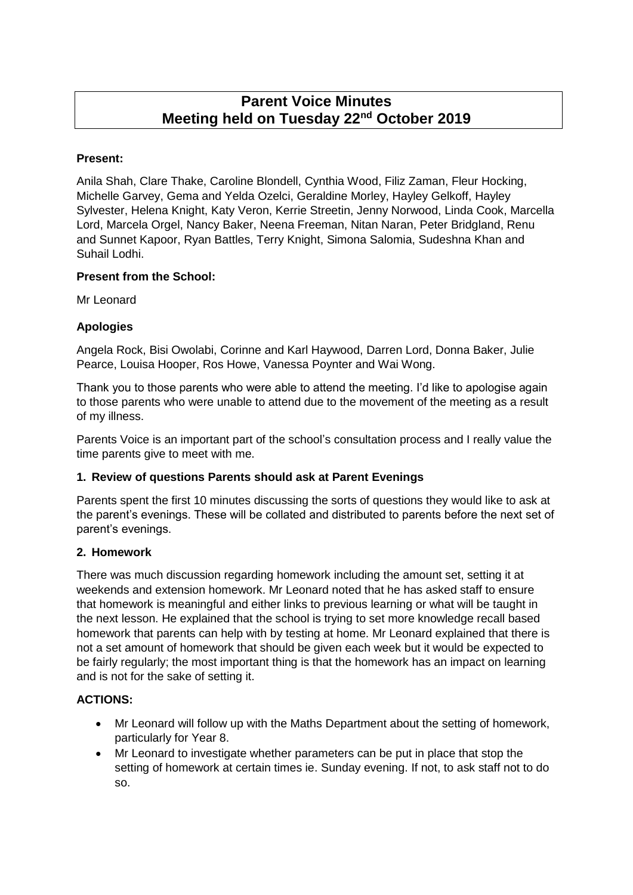# Parent Voice Minutes
# Meeting held on Tuesday 22nd October 2019

**Present:**

Anila Shah, Clare Thake, Caroline Blondell, Cynthia Wood, Filiz Zaman, Fleur Hocking, Michelle Garvey, Gema and Yelda Ozelci, Geraldine Morley, Hayley Gelkoff, Hayley Sylvester, Helena Knight, Katy Veron, Kerrie Streetin, Jenny Norwood, Linda Cook, Marcella Lord, Marcela Orgel, Nancy Baker, Neena Freeman, Nitan Naran, Peter Bridgland, Renu and Sunnet Kapoor, Ryan Battles, Terry Knight, Simona Salomia, Sudeshna Khan and Suhail Lodhi.

**Present from the School:**

Mr Leonard

**Apologies**

Angela Rock, Bisi Owolabi, Corinne and Karl Haywood, Darren Lord, Donna Baker, Julie Pearce, Louisa Hooper, Ros Howe, Vanessa Poynter and Wai Wong.

Thank you to those parents who were able to attend the meeting. I'd like to apologise again to those parents who were unable to attend due to the movement of the meeting as a result of my illness.

Parents Voice is an important part of the school's consultation process and I really value the time parents give to meet with me.

**1. Review of questions Parents should ask at Parent Evenings**

Parents spent the first 10 minutes discussing the sorts of questions they would like to ask at the parent's evenings. These will be collated and distributed to parents before the next set of parent's evenings.

**2. Homework**

There was much discussion regarding homework including the amount set, setting it at weekends and extension homework. Mr Leonard noted that he has asked staff to ensure that homework is meaningful and either links to previous learning or what will be taught in the next lesson. He explained that the school is trying to set more knowledge recall based homework that parents can help with by testing at home. Mr Leonard explained that there is not a set amount of homework that should be given each week but it would be expected to be fairly regularly; the most important thing is that the homework has an impact on learning and is not for the sake of setting it.

**ACTIONS:**

- Mr Leonard will follow up with the Maths Department about the setting of homework, particularly for Year 8.
- Mr Leonard to investigate whether parameters can be put in place that stop the setting of homework at certain times ie. Sunday evening. If not, to ask staff not to do so.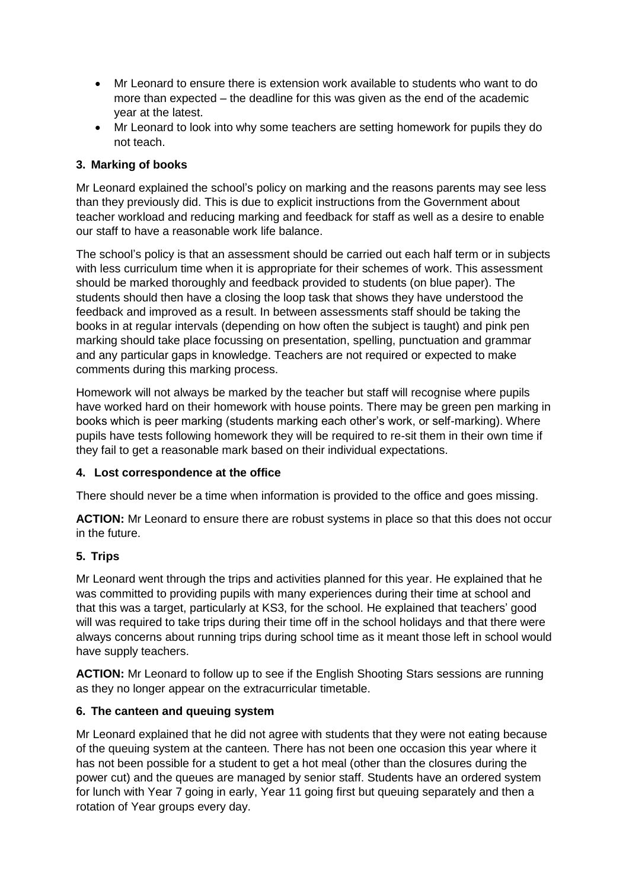- Mr Leonard to ensure there is extension work available to students who want to do more than expected – the deadline for this was given as the end of the academic year at the latest.
- Mr Leonard to look into why some teachers are setting homework for pupils they do not teach.

### 3. Marking of books

Mr Leonard explained the school's policy on marking and the reasons parents may see less than they previously did. This is due to explicit instructions from the Government about teacher workload and reducing marking and feedback for staff as well as a desire to enable our staff to have a reasonable work life balance.

The school's policy is that an assessment should be carried out each half term or in subjects with less curriculum time when it is appropriate for their schemes of work. This assessment should be marked thoroughly and feedback provided to students (on blue paper). The students should then have a closing the loop task that shows they have understood the feedback and improved as a result. In between assessments staff should be taking the books in at regular intervals (depending on how often the subject is taught) and pink pen marking should take place focussing on presentation, spelling, punctuation and grammar and any particular gaps in knowledge. Teachers are not required or expected to make comments during this marking process.

Homework will not always be marked by the teacher but staff will recognise where pupils have worked hard on their homework with house points. There may be green pen marking in books which is peer marking (students marking each other's work, or self-marking). Where pupils have tests following homework they will be required to re-sit them in their own time if they fail to get a reasonable mark based on their individual expectations.

### 4. Lost correspondence at the office

There should never be a time when information is provided to the office and goes missing.

**ACTION:** Mr Leonard to ensure there are robust systems in place so that this does not occur in the future.

### 5. Trips

Mr Leonard went through the trips and activities planned for this year. He explained that he was committed to providing pupils with many experiences during their time at school and that this was a target, particularly at KS3, for the school. He explained that teachers' good will was required to take trips during their time off in the school holidays and that there were always concerns about running trips during school time as it meant those left in school would have supply teachers.

**ACTION:** Mr Leonard to follow up to see if the English Shooting Stars sessions are running as they no longer appear on the extracurricular timetable.

### 6. The canteen and queuing system

Mr Leonard explained that he did not agree with students that they were not eating because of the queuing system at the canteen. There has not been one occasion this year where it has not been possible for a student to get a hot meal (other than the closures during the power cut) and the queues are managed by senior staff. Students have an ordered system for lunch with Year 7 going in early, Year 11 going first but queuing separately and then a rotation of Year groups every day.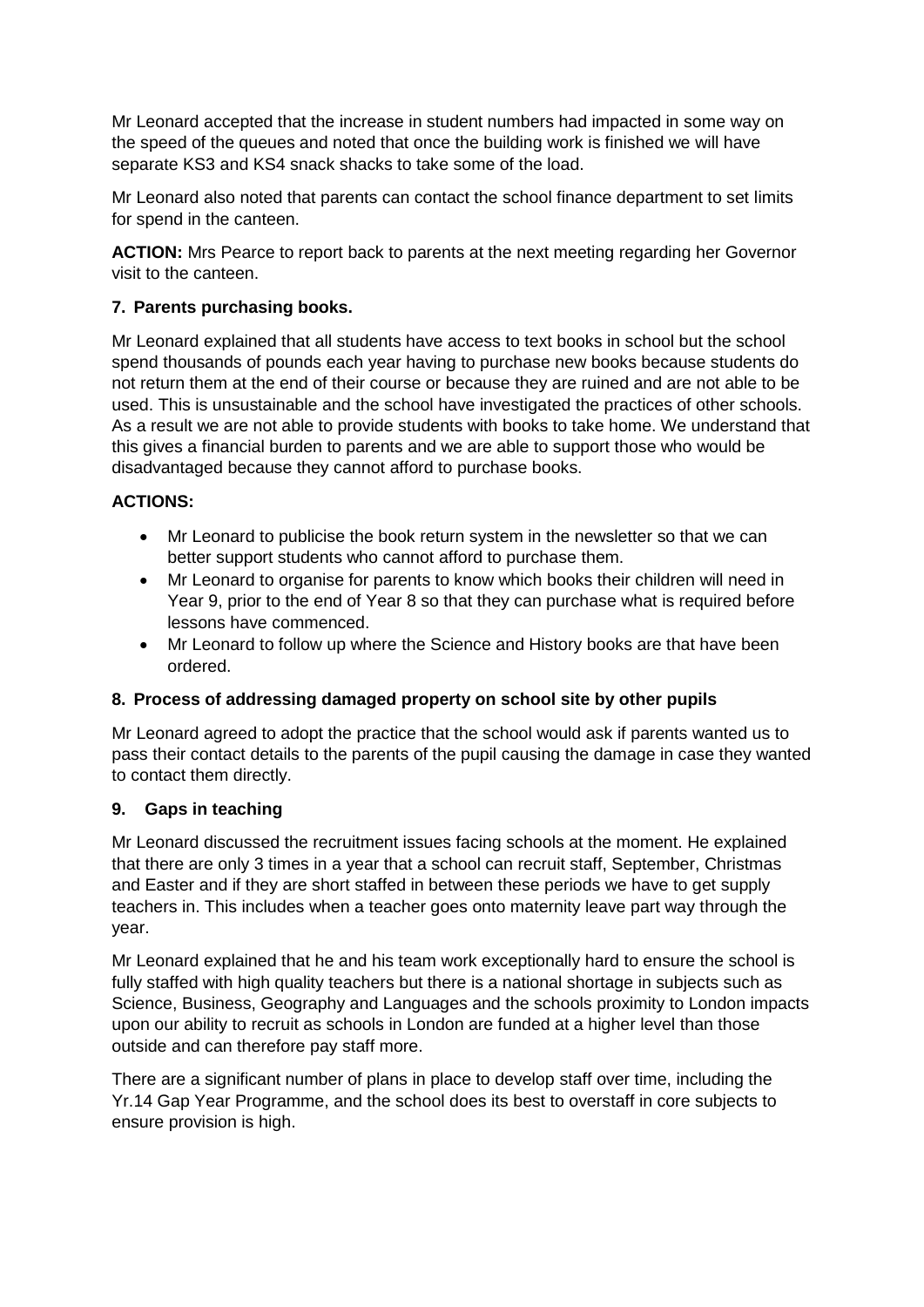Mr Leonard accepted that the increase in student numbers had impacted in some way on the speed of the queues and noted that once the building work is finished we will have separate KS3 and KS4 snack shacks to take some of the load.

Mr Leonard also noted that parents can contact the school finance department to set limits for spend in the canteen.

**ACTION:** Mrs Pearce to report back to parents at the next meeting regarding her Governor visit to the canteen.

### 7. Parents purchasing books.

Mr Leonard explained that all students have access to text books in school but the school spend thousands of pounds each year having to purchase new books because students do not return them at the end of their course or because they are ruined and are not able to be used. This is unsustainable and the school have investigated the practices of other schools. As a result we are not able to provide students with books to take home. We understand that this gives a financial burden to parents and we are able to support those who would be disadvantaged because they cannot afford to purchase books.

**ACTIONS:**

- Mr Leonard to publicise the book return system in the newsletter so that we can better support students who cannot afford to purchase them.
- Mr Leonard to organise for parents to know which books their children will need in Year 9, prior to the end of Year 8 so that they can purchase what is required before lessons have commenced.
- Mr Leonard to follow up where the Science and History books are that have been ordered.

### 8. Process of addressing damaged property on school site by other pupils

Mr Leonard agreed to adopt the practice that the school would ask if parents wanted us to pass their contact details to the parents of the pupil causing the damage in case they wanted to contact them directly.

### 9. Gaps in teaching

Mr Leonard discussed the recruitment issues facing schools at the moment. He explained that there are only 3 times in a year that a school can recruit staff, September, Christmas and Easter and if they are short staffed in between these periods we have to get supply teachers in. This includes when a teacher goes onto maternity leave part way through the year.

Mr Leonard explained that he and his team work exceptionally hard to ensure the school is fully staffed with high quality teachers but there is a national shortage in subjects such as Science, Business, Geography and Languages and the schools proximity to London impacts upon our ability to recruit as schools in London are funded at a higher level than those outside and can therefore pay staff more.

There are a significant number of plans in place to develop staff over time, including the Yr.14 Gap Year Programme, and the school does its best to overstaff in core subjects to ensure provision is high.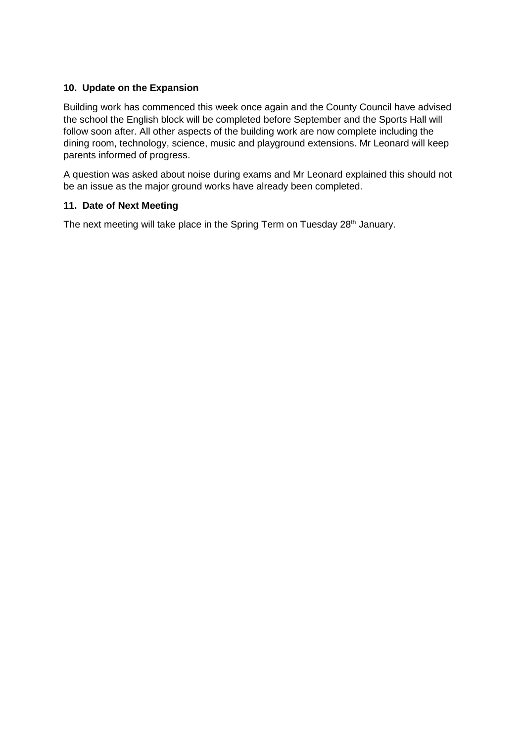## 10. Update on the Expansion

Building work has commenced this week once again and the County Council have advised the school the English block will be completed before September and the Sports Hall will follow soon after. All other aspects of the building work are now complete including the dining room, technology, science, music and playground extensions. Mr Leonard will keep parents informed of progress.

A question was asked about noise during exams and Mr Leonard explained this should not be an issue as the major ground works have already been completed.

## 11. Date of Next Meeting

The next meeting will take place in the Spring Term on Tuesday 28th January.